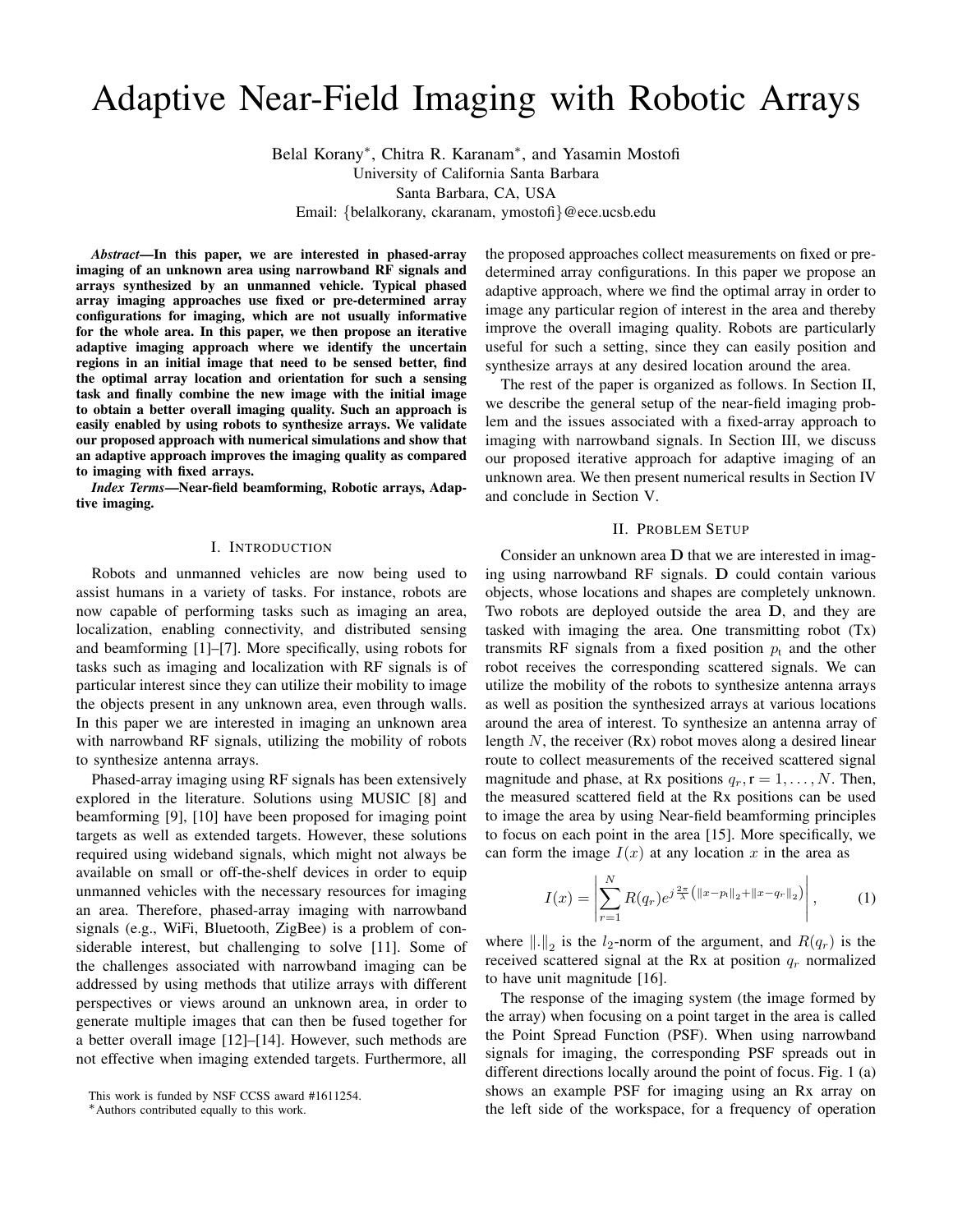# Adaptive Near-Field Imaging with Robotic Arrays

Belal Korany*, Chitra R. Karanam*, and Yasamin Mostofi
University of California Santa Barbara
Santa Barbara, CA, USA
Email: {belalkorany, ckaranam, ymostofi}@ece.ucsb.edu

***Abstract*—In this paper, we are interested in phased-array imaging of an unknown area using narrowband RF signals and arrays synthesized by an unmanned vehicle. Typical phased array imaging approaches use fixed or pre-determined array configurations for imaging, which are not usually informative for the whole area. In this paper, we then propose an iterative adaptive imaging approach where we identify the uncertain regions in an initial image that need to be sensed better, find the optimal array location and orientation for such a sensing task and finally combine the new image with the initial image to obtain a better overall imaging quality. Such an approach is easily enabled by using robots to synthesize arrays. We validate our proposed approach with numerical simulations and show that an adaptive approach improves the imaging quality as compared to imaging with fixed arrays.**

***Index Terms*—Near-field beamforming, Robotic arrays, Adaptive imaging.**

## I. Introduction

Robots and unmanned vehicles are now being used to assist humans in a variety of tasks. For instance, robots are now capable of performing tasks such as imaging an area, localization, enabling connectivity, and distributed sensing and beamforming [1]–[7]. More specifically, using robots for tasks such as imaging and localization with RF signals is of particular interest since they can utilize their mobility to image the objects present in any unknown area, even through walls. In this paper we are interested in imaging an unknown area with narrowband RF signals, utilizing the mobility of robots to synthesize antenna arrays.

Phased-array imaging using RF signals has been extensively explored in the literature. Solutions using MUSIC [8] and beamforming [9], [10] have been proposed for imaging point targets as well as extended targets. However, these solutions required using wideband signals, which might not always be available on small or off-the-shelf devices in order to equip unmanned vehicles with the necessary resources for imaging an area. Therefore, phased-array imaging with narrowband signals (e.g., WiFi, Bluetooth, ZigBee) is a problem of considerable interest, but challenging to solve [11]. Some of the challenges associated with narrowband imaging can be addressed by using methods that utilize arrays with different perspectives or views around an unknown area, in order to generate multiple images that can then be fused together for a better overall image [12]–[14]. However, such methods are not effective when imaging extended targets. Furthermore, all the proposed approaches collect measurements on fixed or pre-determined array configurations. In this paper we propose an adaptive approach, where we find the optimal array in order to image any particular region of interest in the area and thereby improve the overall imaging quality. Robots are particularly useful for such a setting, since they can easily position and synthesize arrays at any desired location around the area.

The rest of the paper is organized as follows. In Section II, we describe the general setup of the near-field imaging problem and the issues associated with a fixed-array approach to imaging with narrowband signals. In Section III, we discuss our proposed iterative approach for adaptive imaging of an unknown area. We then present numerical results in Section IV and conclude in Section V.

## II. Problem Setup

Consider an unknown area $\mathbf{D}$ that we are interested in imaging using narrowband RF signals. $\mathbf{D}$ could contain various objects, whose locations and shapes are completely unknown. Two robots are deployed outside the area $\mathbf{D}$, and they are tasked with imaging the area. One transmitting robot (Tx) transmits RF signals from a fixed position $p_t$ and the other robot receives the corresponding scattered signals. We can utilize the mobility of the robots to synthesize antenna arrays as well as position the synthesized arrays at various locations around the area of interest. To synthesize an antenna array of length $N$, the receiver (Rx) robot moves along a desired linear route to collect measurements of the received scattered signal magnitude and phase, at Rx positions $q_r, \mathrm{r} = 1, \ldots, N$. Then, the measured scattered field at the Rx positions can be used to image the area by using Near-field beamforming principles to focus on each point in the area [15]. More specifically, we can form the image $I(x)$ at any location $x$ in the area as

$$I(x) = \left| \sum_{r=1}^{N} R(q_r) e^{j\frac{2\pi}{\lambda}\left(\|x-p_t\|_2 + \|x-q_r\|_2\right)} \right|, \tag{1}$$

where $\|.\|_2$ is the $l_2$-norm of the argument, and $R(q_r)$ is the received scattered signal at the Rx at position $q_r$ normalized to have unit magnitude [16].

The response of the imaging system (the image formed by the array) when focusing on a point target in the area is called the Point Spread Function (PSF). When using narrowband signals for imaging, the corresponding PSF spreads out in different directions locally around the point of focus. Fig. 1 (a) shows an example PSF for imaging using an Rx array on the left side of the workspace, for a frequency of operation

This work is funded by NSF CCSS award #1611254.
*Authors contributed equally to this work.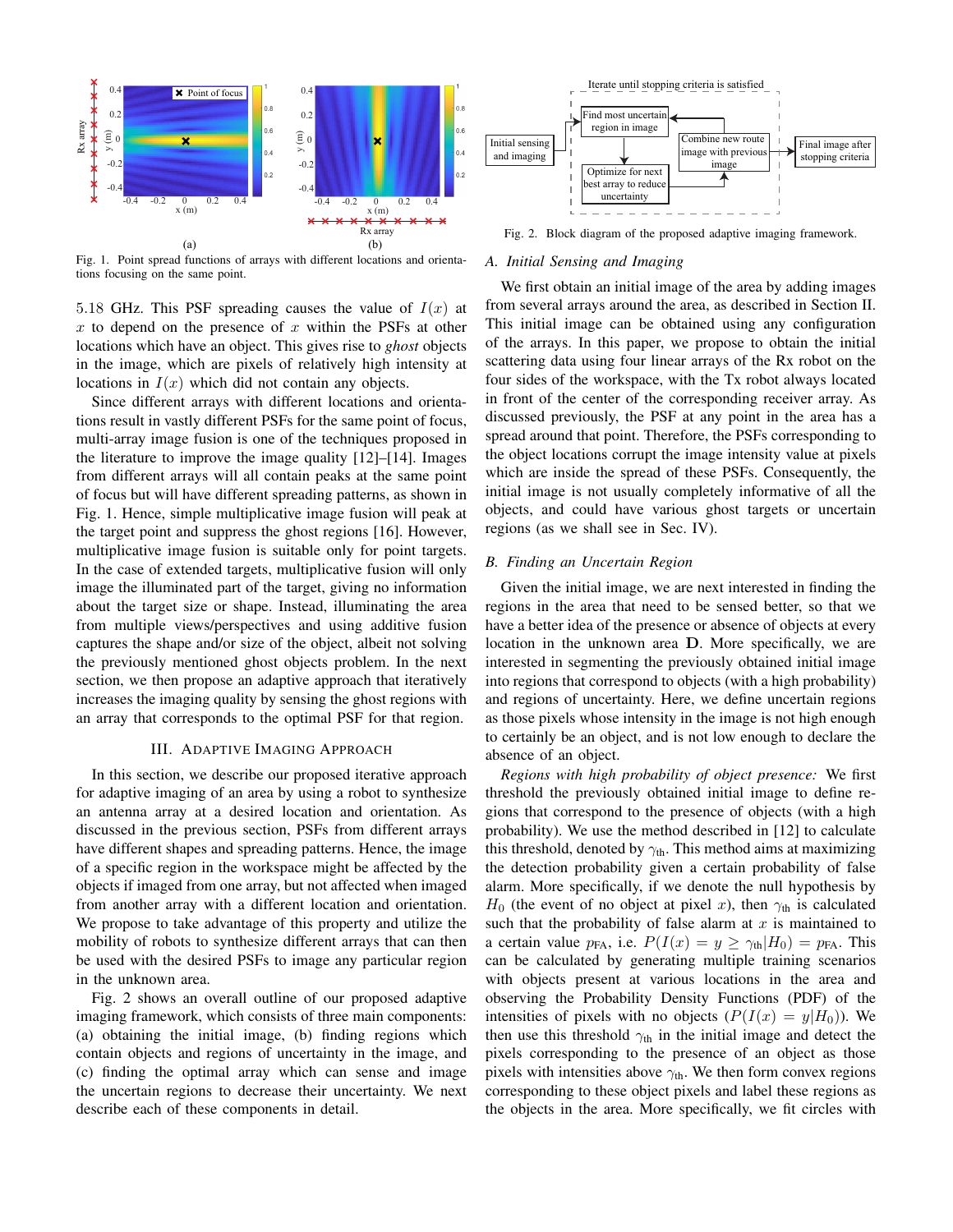Fig. 1. Point spread functions of arrays with different locations and orientations focusing on the same point.

Fig. 2. Block diagram of the proposed adaptive imaging framework.

5.18 GHz. This PSF spreading causes the value of $I(x)$ at $x$ to depend on the presence of $x$ within the PSFs at other locations which have an object. This gives rise to *ghost* objects in the image, which are pixels of relatively high intensity at locations in $I(x)$ which did not contain any objects.

Since different arrays with different locations and orientations result in vastly different PSFs for the same point of focus, multi-array image fusion is one of the techniques proposed in the literature to improve the image quality [12]–[14]. Images from different arrays will all contain peaks at the same point of focus but will have different spreading patterns, as shown in Fig. 1. Hence, simple multiplicative image fusion will peak at the target point and suppress the ghost regions [16]. However, multiplicative image fusion is suitable only for point targets. In the case of extended targets, multiplicative fusion will only image the illuminated part of the target, giving no information about the target size or shape. Instead, illuminating the area from multiple views/perspectives and using additive fusion captures the shape and/or size of the object, albeit not solving the previously mentioned ghost objects problem. In the next section, we then propose an adaptive approach that iteratively increases the imaging quality by sensing the ghost regions with an array that corresponds to the optimal PSF for that region.

## III. Adaptive Imaging Approach

In this section, we describe our proposed iterative approach for adaptive imaging of an area by using a robot to synthesize an antenna array at a desired location and orientation. As discussed in the previous section, PSFs from different arrays have different shapes and spreading patterns. Hence, the image of a specific region in the workspace might be affected by the objects if imaged from one array, but not affected when imaged from another array with a different location and orientation. We propose to take advantage of this property and utilize the mobility of robots to synthesize different arrays that can then be used with the desired PSFs to image any particular region in the unknown area.

Fig. 2 shows an overall outline of our proposed adaptive imaging framework, which consists of three main components: (a) obtaining the initial image, (b) finding regions which contain objects and regions of uncertainty in the image, and (c) finding the optimal array which can sense and image the uncertain regions to decrease their uncertainty. We next describe each of these components in detail.

### A. Initial Sensing and Imaging

We first obtain an initial image of the area by adding images from several arrays around the area, as described in Section II. This initial image can be obtained using any configuration of the arrays. In this paper, we propose to obtain the initial scattering data using four linear arrays of the Rx robot on the four sides of the workspace, with the Tx robot always located in front of the center of the corresponding receiver array. As discussed previously, the PSF at any point in the array has a spread around that point. Therefore, the PSFs corresponding to the object locations corrupt the image intensity value at pixels which are inside the spread of these PSFs. Consequently, the initial image is not usually completely informative of all the objects, and could have various ghost targets or uncertain regions (as we shall see in Sec. IV).

### B. Finding an Uncertain Region

Given the initial image, we are next interested in finding the regions in the area that need to be sensed better, so that we have a better idea of the presence or absence of objects at every location in the unknown area $\mathbf{D}$. More specifically, we are interested in segmenting the previously obtained initial image into regions that correspond to objects (with a high probability) and regions of uncertainty. Here, we define uncertain regions as those pixels whose intensity in the image is not high enough to certainly be an object, and is not low enough to declare the absence of an object.

*Regions with high probability of object presence:* We first threshold the previously obtained initial image to define regions that correspond to the presence of objects (with a high probability). We use the method described in [12] to calculate this threshold, denoted by $\gamma_{\text{th}}$. This method aims at maximizing the detection probability given a certain probability of false alarm. More specifically, if we denote the null hypothesis by $H_0$ (the event of no object at pixel $x$), then $\gamma_{\text{th}}$ is calculated such that the probability of false alarm at $x$ is maintained to a certain value $p_{\text{FA}}$, i.e. $P(I(x) = y \geq \gamma_{\text{th}}|H_0) = p_{\text{FA}}$. This can be calculated by generating multiple training scenarios with objects present at various locations in the area and observing the Probability Density Functions (PDF) of the intensities of pixels with no objects ($P(I(x) = y|H_0)$). We then use this threshold $\gamma_{\text{th}}$ in the initial image and detect the pixels corresponding to the presence of an object as those pixels with intensities above $\gamma_{\text{th}}$. We then form convex regions corresponding to these object pixels and label these regions as the objects in the area. More specifically, we fit circles with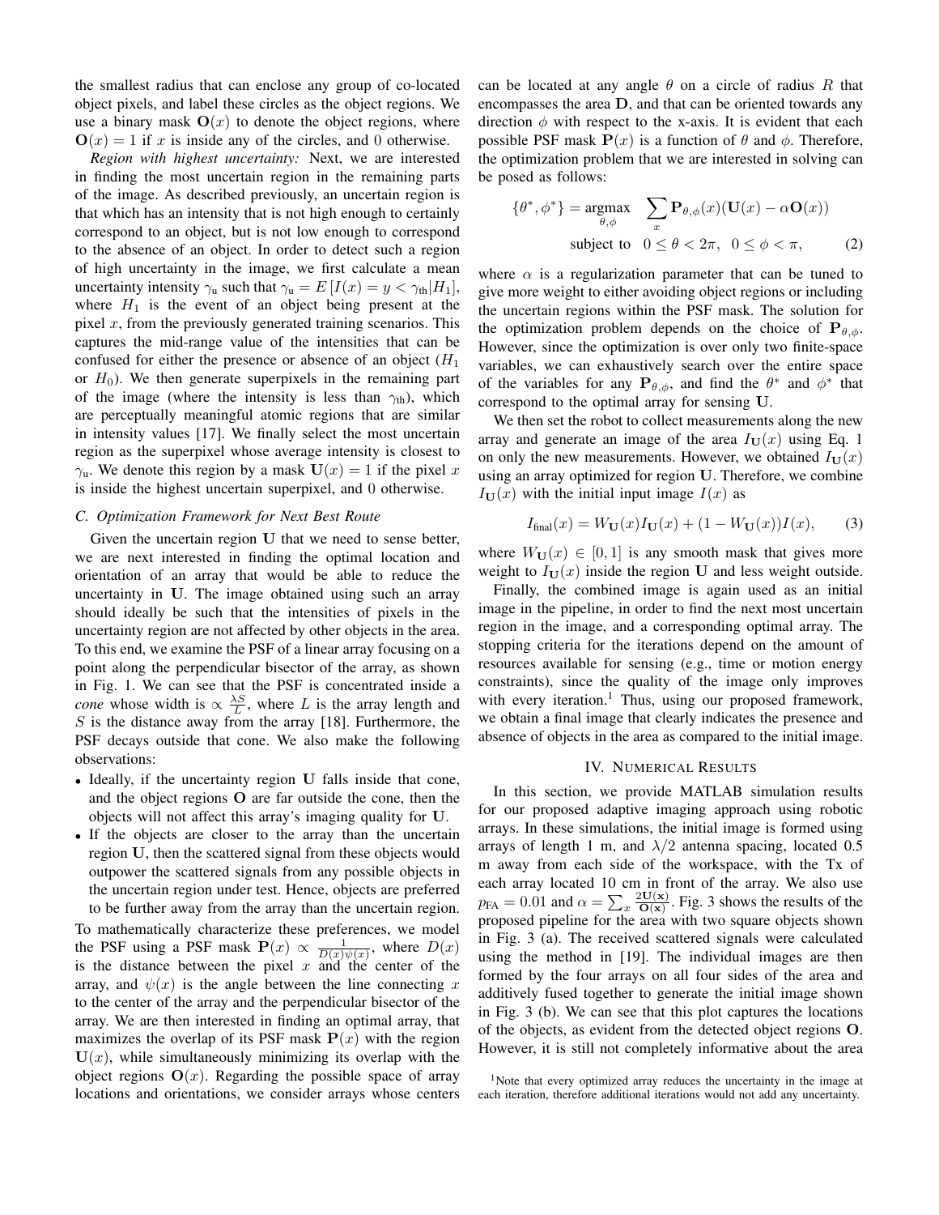the smallest radius that can enclose any group of co-located object pixels, and label these circles as the object regions. We use a binary mask $\mathbf{O}(x)$ to denote the object regions, where $\mathbf{O}(x) = 1$ if $x$ is inside any of the circles, and 0 otherwise.

*Region with highest uncertainty:* Next, we are interested in finding the most uncertain region in the remaining parts of the image. As described previously, an uncertain region is that which has an intensity that is not high enough to certainly correspond to an object, but is not low enough to correspond to the absence of an object. In order to detect such a region of high uncertainty in the image, we first calculate a mean uncertainty intensity $\gamma_{\text{u}}$ such that $\gamma_{\text{u}} = E\left[I(x) = y < \gamma_{\text{th}} | H_1\right]$, where $H_1$ is the event of an object being present at the pixel $x$, from the previously generated training scenarios. This captures the mid-range value of the intensities that can be confused for either the presence or absence of an object ($H_1$ or $H_0$). We then generate superpixels in the remaining part of the image (where the intensity is less than $\gamma_{\text{th}}$), which are perceptually meaningful atomic regions that are similar in intensity values [17]. We finally select the most uncertain region as the superpixel whose average intensity is closest to $\gamma_{\text{u}}$. We denote this region by a mask $\mathbf{U}(x) = 1$ if the pixel $x$ is inside the highest uncertain superpixel, and 0 otherwise.

### C. Optimization Framework for Next Best Route

Given the uncertain region $\mathbf{U}$ that we need to sense better, we are next interested in finding the optimal location and orientation of an array that would be able to reduce the uncertainty in $\mathbf{U}$. The image obtained using such an array should ideally be such that the intensities of pixels in the uncertainty region are not affected by other objects in the area. To this end, we examine the PSF of a linear array focusing on a point along the perpendicular bisector of the array, as shown in Fig. 1. We can see that the PSF is concentrated inside a *cone* whose width is $\propto \frac{\lambda S}{L}$, where $L$ is the array length and $S$ is the distance away from the array [18]. Furthermore, the PSF decays outside that cone. We also make the following observations:

- Ideally, if the uncertainty region $\mathbf{U}$ falls inside that cone, and the object regions $\mathbf{O}$ are far outside the cone, then the objects will not affect this array's imaging quality for $\mathbf{U}$.
- If the objects are closer to the array than the uncertain region $\mathbf{U}$, then the scattered signal from these objects would outpower the scattered signals from any possible objects in the uncertain region under test. Hence, objects are preferred to be further away from the array than the uncertain region.

To mathematically characterize these preferences, we model the PSF using a PSF mask $\mathbf{P}(x) \propto \frac{1}{D(x)\psi(x)}$, where $D(x)$ is the distance between the pixel $x$ and the center of the array, and $\psi(x)$ is the angle between the line connecting $x$ to the center of the array and the perpendicular bisector of the array. We are then interested in finding an optimal array, that maximizes the overlap of its PSF mask $\mathbf{P}(x)$ with the region $\mathbf{U}(x)$, while simultaneously minimizing its overlap with the object regions $\mathbf{O}(x)$. Regarding the possible space of array locations and orientations, we consider arrays whose centers can be located at any angle $\theta$ on a circle of radius $R$ that encompasses the area $\mathbf{D}$, and that can be oriented towards any direction $\phi$ with respect to the x-axis. It is evident that each possible PSF mask $\mathbf{P}(x)$ is a function of $\theta$ and $\phi$. Therefore, the optimization problem that we are interested in solving can be posed as follows:

$$\{\theta^*, \phi^*\} = \underset{\theta,\phi}{\text{argmax}} \quad \sum_x \mathbf{P}_{\theta,\phi}(x)(\mathbf{U}(x) - \alpha \mathbf{O}(x)) \quad \text{subject to} \quad 0 \leq \theta < 2\pi, \;\; 0 \leq \phi < \pi, \tag{2}$$

where $\alpha$ is a regularization parameter that can be tuned to give more weight to either avoiding object regions or including the uncertain regions within the PSF mask. The solution for the optimization problem depends on the choice of $\mathbf{P}_{\theta,\phi}$. However, since the optimization is over only two finite-space variables, we can exhaustively search over the entire space of the variables for any $\mathbf{P}_{\theta,\phi}$, and find the $\theta^*$ and $\phi^*$ that correspond to the optimal array for sensing $\mathbf{U}$.

We then set the robot to collect measurements along the new array and generate an image of the area $I_{\mathbf{U}}(x)$ using Eq. 1 on only the new measurements. However, we obtained $I_{\mathbf{U}}(x)$ using an array optimized for region $\mathbf{U}$. Therefore, we combine $I_{\mathbf{U}}(x)$ with the initial input image $I(x)$ as

$$I_{\text{final}}(x) = W_{\mathbf{U}}(x) I_{\mathbf{U}}(x) + (1 - W_{\mathbf{U}}(x)) I(x), \tag{3}$$

where $W_{\mathbf{U}}(x) \in [0, 1]$ is any smooth mask that gives more weight to $I_{\mathbf{U}}(x)$ inside the region $\mathbf{U}$ and less weight outside.

Finally, the combined image is again used as an initial image in the pipeline, in order to find the next most uncertain region in the image, and a corresponding optimal array. The stopping criteria for the iterations depend on the amount of resources available for sensing (e.g., time or motion energy constraints), since the quality of the image only improves with every iteration.[1] Thus, using our proposed framework, we obtain a final image that clearly indicates the presence and absence of objects in the area as compared to the initial image.

## IV. Numerical Results

In this section, we provide MATLAB simulation results for our proposed adaptive imaging approach using robotic arrays. In these simulations, the initial image is formed using arrays of length 1 m, and $\lambda/2$ antenna spacing, located 0.5 m away from each side of the workspace, with the Tx of each array located 10 cm in front of the array. We also use $p_{\text{FA}} = 0.01$ and $\alpha = \sum_x \frac{2\mathbf{U}(\mathbf{x})}{\mathbf{O}(\mathbf{x})}$. Fig. 3 shows the results of the proposed pipeline for the area with two square objects shown in Fig. 3 (a). The received scattered signals were calculated using the method in [19]. The individual images are then formed by the four arrays on all four sides of the area and additively fused together to generate the initial image shown in Fig. 3 (b). We can see that this plot captures the locations of the objects, as evident from the detected object regions $\mathbf{O}$. However, it is still not completely informative about the area

[1] Note that every optimized array reduces the uncertainty in the image at each iteration, therefore additional iterations would not add any uncertainty.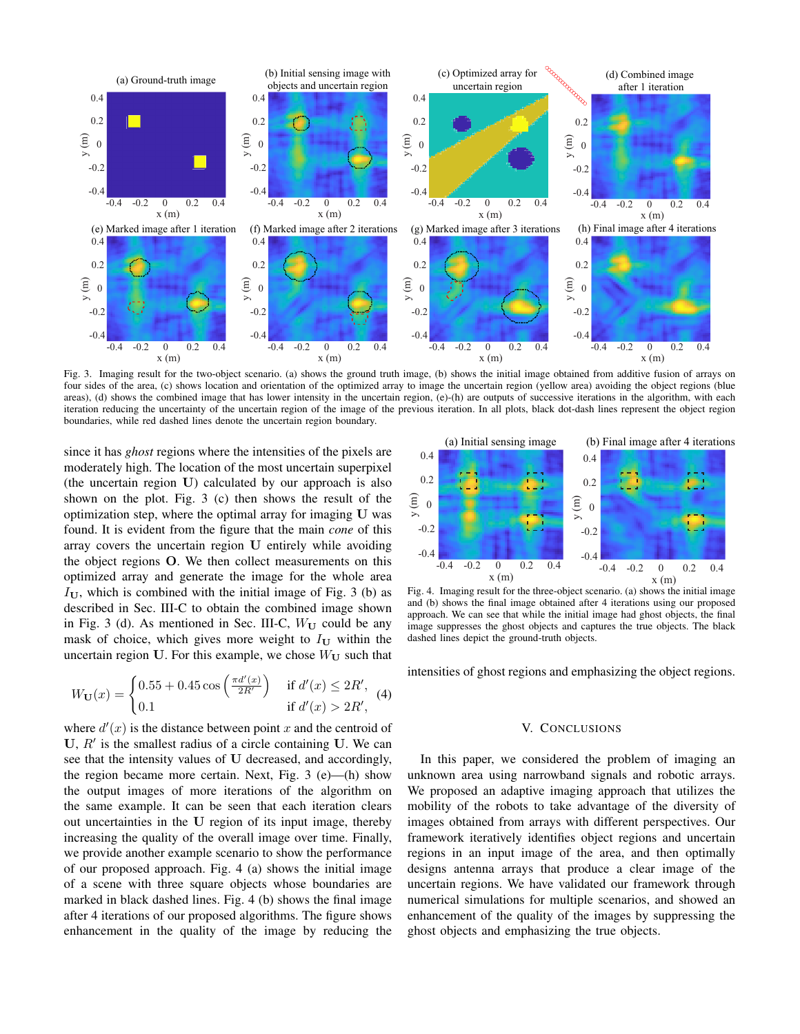Fig. 3. Imaging result for the two-object scenario. (a) shows the ground truth image, (b) shows the initial image obtained from additive fusion of arrays on four sides of the area, (c) shows location and orientation of the optimized array to image the uncertain region (yellow area) avoiding the object regions (blue areas), (d) shows the combined image that has lower intensity in the uncertain region, (e)-(h) are outputs of successive iterations in the algorithm, with each iteration reducing the uncertainty of the uncertain region of the image of the previous iteration. In all plots, black dot-dash lines represent the object region boundaries, while red dashed lines denote the uncertain region boundary.

since it has *ghost* regions where the intensities of the pixels are moderately high. The location of the most uncertain superpixel (the uncertain region $\mathbf{U}$) calculated by our approach is also shown on the plot. Fig. 3 (c) then shows the result of the optimization step, where the optimal array for imaging $\mathbf{U}$ was found. It is evident from the figure that the main *cone* of this array covers the uncertain region $\mathbf{U}$ entirely while avoiding the object regions $\mathbf{O}$. We then collect measurements on this optimized array and generate the image for the whole area $I_{\mathbf{U}}$, which is combined with the initial image of Fig. 3 (b) as described in Sec. III-C to obtain the combined image shown in Fig. 3 (d). As mentioned in Sec. III-C, $W_{\mathbf{U}}$ could be any mask of choice, which gives more weight to $I_{\mathbf{U}}$ within the uncertain region $\mathbf{U}$. For this example, we chose $W_{\mathbf{U}}$ such that

$$W_{\mathbf{U}}(x) = \begin{cases} 0.55 + 0.45 \cos\left(\frac{\pi d'(x)}{2R'}\right) & \text{if } d'(x) \leq 2R', \\ 0.1 & \text{if } d'(x) > 2R', \end{cases} \quad (4)$$

where $d'(x)$ is the distance between point $x$ and the centroid of $\mathbf{U}$, $R'$ is the smallest radius of a circle containing $\mathbf{U}$. We can see that the intensity values of $\mathbf{U}$ decreased, and accordingly, the region became more certain. Next, Fig. 3 (e)—(h) show the output images of more iterations of the algorithm on the same example. It can be seen that each iteration clears out uncertainties in the $\mathbf{U}$ region of its input image, thereby increasing the quality of the overall image over time. Finally, we provide another example scenario to show the performance of our proposed approach. Fig. 4 (a) shows the initial image of a scene with three square objects whose boundaries are marked in black dashed lines. Fig. 4 (b) shows the final image after 4 iterations of our proposed algorithms. The figure shows enhancement in the quality of the image by reducing the intensities of ghost regions and emphasizing the object regions.

Fig. 4. Imaging result for the three-object scenario. (a) shows the initial image and (b) shows the final image obtained after 4 iterations using our proposed approach. We can see that while the initial image had ghost objects, the final image suppresses the ghost objects and captures the true objects. The black dashed lines depict the ground-truth objects.

## V. Conclusions

In this paper, we considered the problem of imaging an unknown area using narrowband signals and robotic arrays. We proposed an adaptive imaging approach that utilizes the mobility of the robots to take advantage of the diversity of images obtained from arrays with different perspectives. Our framework iteratively identifies object regions and uncertain regions in an input image of the area, and then optimally designs antenna arrays that produce a clear image of the uncertain regions. We have validated our framework through numerical simulations for multiple scenarios, and showed an enhancement of the quality of the images by suppressing the ghost objects and emphasizing the true objects.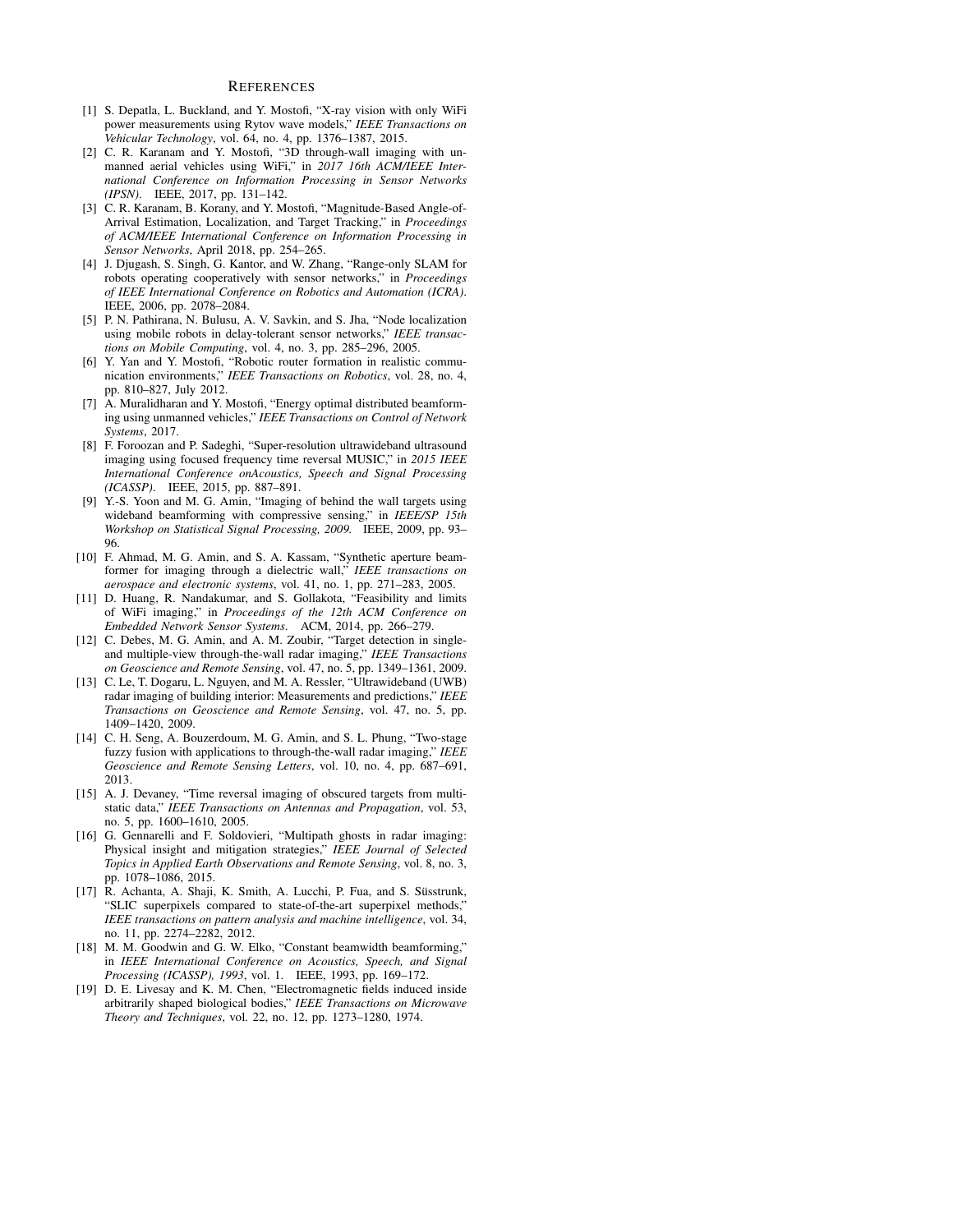# References

[1] S. Depatla, L. Buckland, and Y. Mostofi, "X-ray vision with only WiFi power measurements using Rytov wave models," *IEEE Transactions on Vehicular Technology*, vol. 64, no. 4, pp. 1376–1387, 2015.

[2] C. R. Karanam and Y. Mostofi, "3D through-wall imaging with unmanned aerial vehicles using WiFi," in *2017 16th ACM/IEEE International Conference on Information Processing in Sensor Networks (IPSN)*. IEEE, 2017, pp. 131–142.

[3] C. R. Karanam, B. Korany, and Y. Mostofi, "Magnitude-Based Angle-of-Arrival Estimation, Localization, and Target Tracking," in *Proceedings of ACM/IEEE International Conference on Information Processing in Sensor Networks*, April 2018, pp. 254–265.

[4] J. Djugash, S. Singh, G. Kantor, and W. Zhang, "Range-only SLAM for robots operating cooperatively with sensor networks," in *Proceedings of IEEE International Conference on Robotics and Automation (ICRA)*. IEEE, 2006, pp. 2078–2084.

[5] P. N. Pathirana, N. Bulusu, A. V. Savkin, and S. Jha, "Node localization using mobile robots in delay-tolerant sensor networks," *IEEE transactions on Mobile Computing*, vol. 4, no. 3, pp. 285–296, 2005.

[6] Y. Yan and Y. Mostofi, "Robotic router formation in realistic communication environments," *IEEE Transactions on Robotics*, vol. 28, no. 4, pp. 810–827, July 2012.

[7] A. Muralidharan and Y. Mostofi, "Energy optimal distributed beamforming using unmanned vehicles," *IEEE Transactions on Control of Network Systems*, 2017.

[8] F. Foroozan and P. Sadeghi, "Super-resolution ultrawideband ultrasound imaging using focused frequency time reversal MUSIC," in *2015 IEEE International Conference onAcoustics, Speech and Signal Processing (ICASSP)*. IEEE, 2015, pp. 887–891.

[9] Y.-S. Yoon and M. G. Amin, "Imaging of behind the wall targets using wideband beamforming with compressive sensing," in *IEEE/SP 15th Workshop on Statistical Signal Processing, 2009.* IEEE, 2009, pp. 93–96.

[10] F. Ahmad, M. G. Amin, and S. A. Kassam, "Synthetic aperture beamformer for imaging through a dielectric wall," *IEEE transactions on aerospace and electronic systems*, vol. 41, no. 1, pp. 271–283, 2005.

[11] D. Huang, R. Nandakumar, and S. Gollakota, "Feasibility and limits of WiFi imaging," in *Proceedings of the 12th ACM Conference on Embedded Network Sensor Systems*. ACM, 2014, pp. 266–279.

[12] C. Debes, M. G. Amin, and A. M. Zoubir, "Target detection in single- and multiple-view through-the-wall radar imaging," *IEEE Transactions on Geoscience and Remote Sensing*, vol. 47, no. 5, pp. 1349–1361, 2009.

[13] C. Le, T. Dogaru, L. Nguyen, and M. A. Ressler, "Ultrawideband (UWB) radar imaging of building interior: Measurements and predictions," *IEEE Transactions on Geoscience and Remote Sensing*, vol. 47, no. 5, pp. 1409–1420, 2009.

[14] C. H. Seng, A. Bouzerdoum, M. G. Amin, and S. L. Phung, "Two-stage fuzzy fusion with applications to through-the-wall radar imaging," *IEEE Geoscience and Remote Sensing Letters*, vol. 10, no. 4, pp. 687–691, 2013.

[15] A. J. Devaney, "Time reversal imaging of obscured targets from multistatic data," *IEEE Transactions on Antennas and Propagation*, vol. 53, no. 5, pp. 1600–1610, 2005.

[16] G. Gennarelli and F. Soldovieri, "Multipath ghosts in radar imaging: Physical insight and mitigation strategies," *IEEE Journal of Selected Topics in Applied Earth Observations and Remote Sensing*, vol. 8, no. 3, pp. 1078–1086, 2015.

[17] R. Achanta, A. Shaji, K. Smith, A. Lucchi, P. Fua, and S. Süsstrunk, "SLIC superpixels compared to state-of-the-art superpixel methods," *IEEE transactions on pattern analysis and machine intelligence*, vol. 34, no. 11, pp. 2274–2282, 2012.

[18] M. M. Goodwin and G. W. Elko, "Constant beamwidth beamforming," in *IEEE International Conference on Acoustics, Speech, and Signal Processing (ICASSP), 1993*, vol. 1. IEEE, 1993, pp. 169–172.

[19] D. E. Livesay and K. M. Chen, "Electromagnetic fields induced inside arbitrarily shaped biological bodies," *IEEE Transactions on Microwave Theory and Techniques*, vol. 22, no. 12, pp. 1273–1280, 1974.